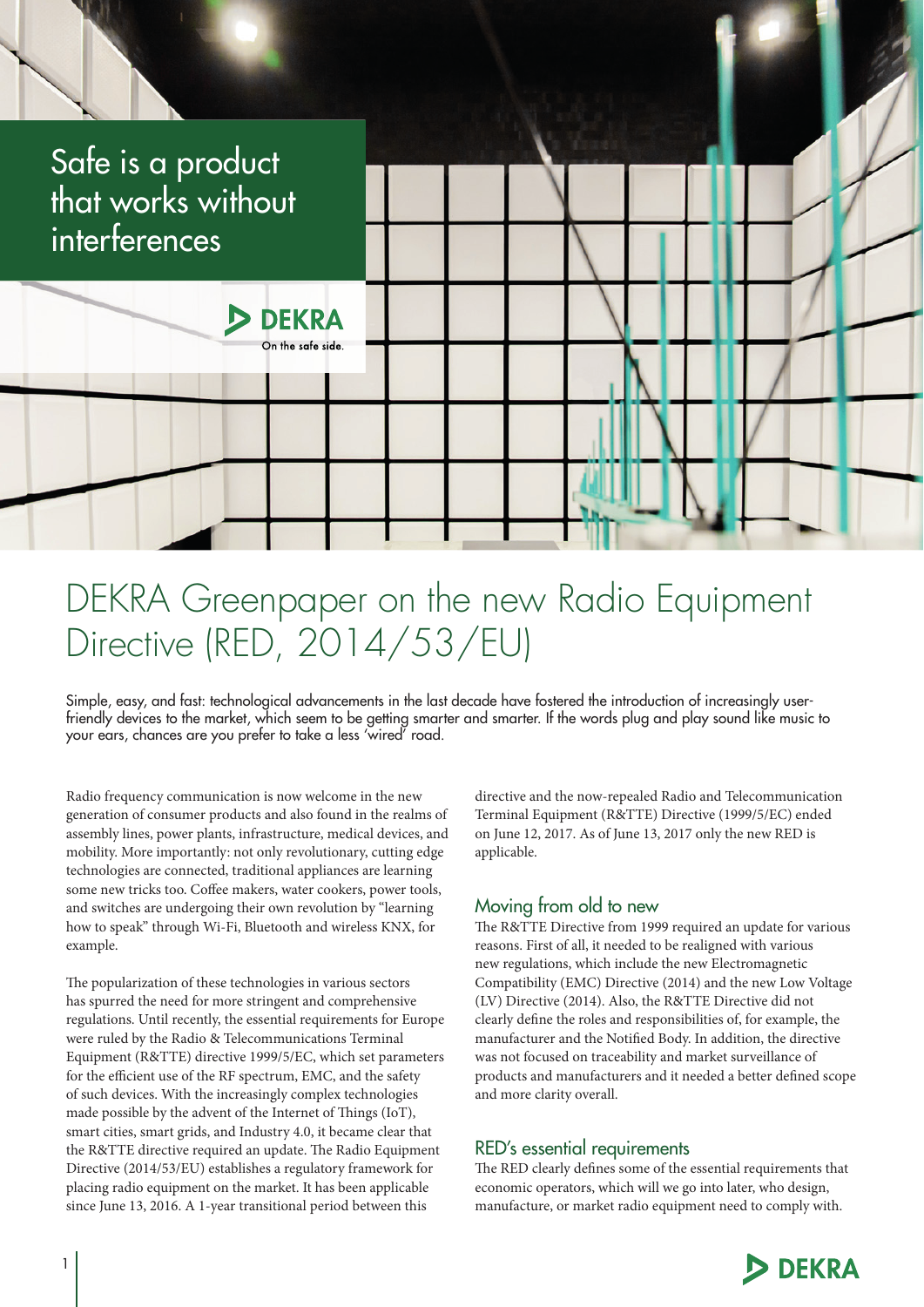Safe is a product that works without interferences

DEKRA
On the safe side.

# DEKRA Greenpaper on the new Radio Equipment Directive (RED, 2014/53/EU)

Simple, easy, and fast: technological advancements in the last decade have fostered the introduction of increasingly user-friendly devices to the market, which seem to be getting smarter and smarter. If the words plug and play sound like music to your ears, chances are you prefer to take a less 'wired' road.

Radio frequency communication is now welcome in the new generation of consumer products and also found in the realms of assembly lines, power plants, infrastructure, medical devices, and mobility. More importantly: not only revolutionary, cutting edge technologies are connected, traditional appliances are learning some new tricks too. Coffee makers, water cookers, power tools, and switches are undergoing their own revolution by "learning how to speak" through Wi-Fi, Bluetooth and wireless KNX, for example.

The popularization of these technologies in various sectors has spurred the need for more stringent and comprehensive regulations. Until recently, the essential requirements for Europe were ruled by the Radio & Telecommunications Terminal Equipment (R&TTE) directive 1999/5/EC, which set parameters for the efficient use of the RF spectrum, EMC, and the safety of such devices. With the increasingly complex technologies made possible by the advent of the Internet of Things (IoT), smart cities, smart grids, and Industry 4.0, it became clear that the R&TTE directive required an update. The Radio Equipment Directive (2014/53/EU) establishes a regulatory framework for placing radio equipment on the market. It has been applicable since June 13, 2016. A 1-year transitional period between this directive and the now-repealed Radio and Telecommunication Terminal Equipment (R&TTE) Directive (1999/5/EC) ended on June 12, 2017. As of June 13, 2017 only the new RED is applicable.

## Moving from old to new

The R&TTE Directive from 1999 required an update for various reasons. First of all, it needed to be realigned with various new regulations, which include the new Electromagnetic Compatibility (EMC) Directive (2014) and the new Low Voltage (LV) Directive (2014). Also, the R&TTE Directive did not clearly define the roles and responsibilities of, for example, the manufacturer and the Notified Body. In addition, the directive was not focused on traceability and market surveillance of products and manufacturers and it needed a better defined scope and more clarity overall.

## RED's essential requirements

The RED clearly defines some of the essential requirements that economic operators, which will we go into later, who design, manufacture, or market radio equipment need to comply with.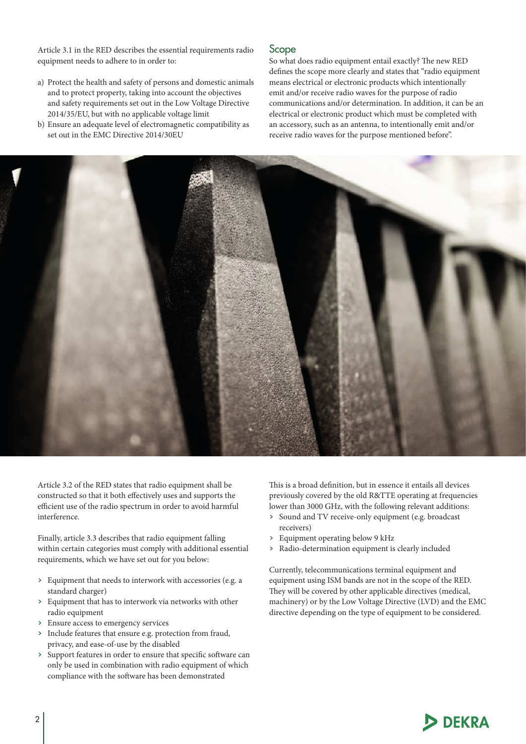Article 3.1 in the RED describes the essential requirements radio equipment needs to adhere to in order to:

a) Protect the health and safety of persons and domestic animals and to protect property, taking into account the objectives and safety requirements set out in the Low Voltage Directive 2014/35/EU, but with no applicable voltage limit
b) Ensure an adequate level of electromagnetic compatibility as set out in the EMC Directive 2014/30EU

## Scope

So what does radio equipment entail exactly? The new RED defines the scope more clearly and states that "radio equipment means electrical or electronic products which intentionally emit and/or receive radio waves for the purpose of radio communications and/or determination. In addition, it can be an electrical or electronic product which must be completed with an accessory, such as an antenna, to intentionally emit and/or receive radio waves for the purpose mentioned before".

Article 3.2 of the RED states that radio equipment shall be constructed so that it both effectively uses and supports the efficient use of the radio spectrum in order to avoid harmful interference.

Finally, article 3.3 describes that radio equipment falling within certain categories must comply with additional essential requirements, which we have set out for you below:

- Equipment that needs to interwork with accessories (e.g. a standard charger)
- Equipment that has to interwork via networks with other radio equipment
- Ensure access to emergency services
- Include features that ensure e.g. protection from fraud, privacy, and ease-of-use by the disabled
- Support features in order to ensure that specific software can only be used in combination with radio equipment of which compliance with the software has been demonstrated

This is a broad definition, but in essence it entails all devices previously covered by the old R&TTE operating at frequencies lower than 3000 GHz, with the following relevant additions:

- Sound and TV receive-only equipment (e.g. broadcast receivers)
- Equipment operating below 9 kHz
- Radio-determination equipment is clearly included

Currently, telecommunications terminal equipment and equipment using ISM bands are not in the scope of the RED. They will be covered by other applicable directives (medical, machinery) or by the Low Voltage Directive (LVD) and the EMC directive depending on the type of equipment to be considered.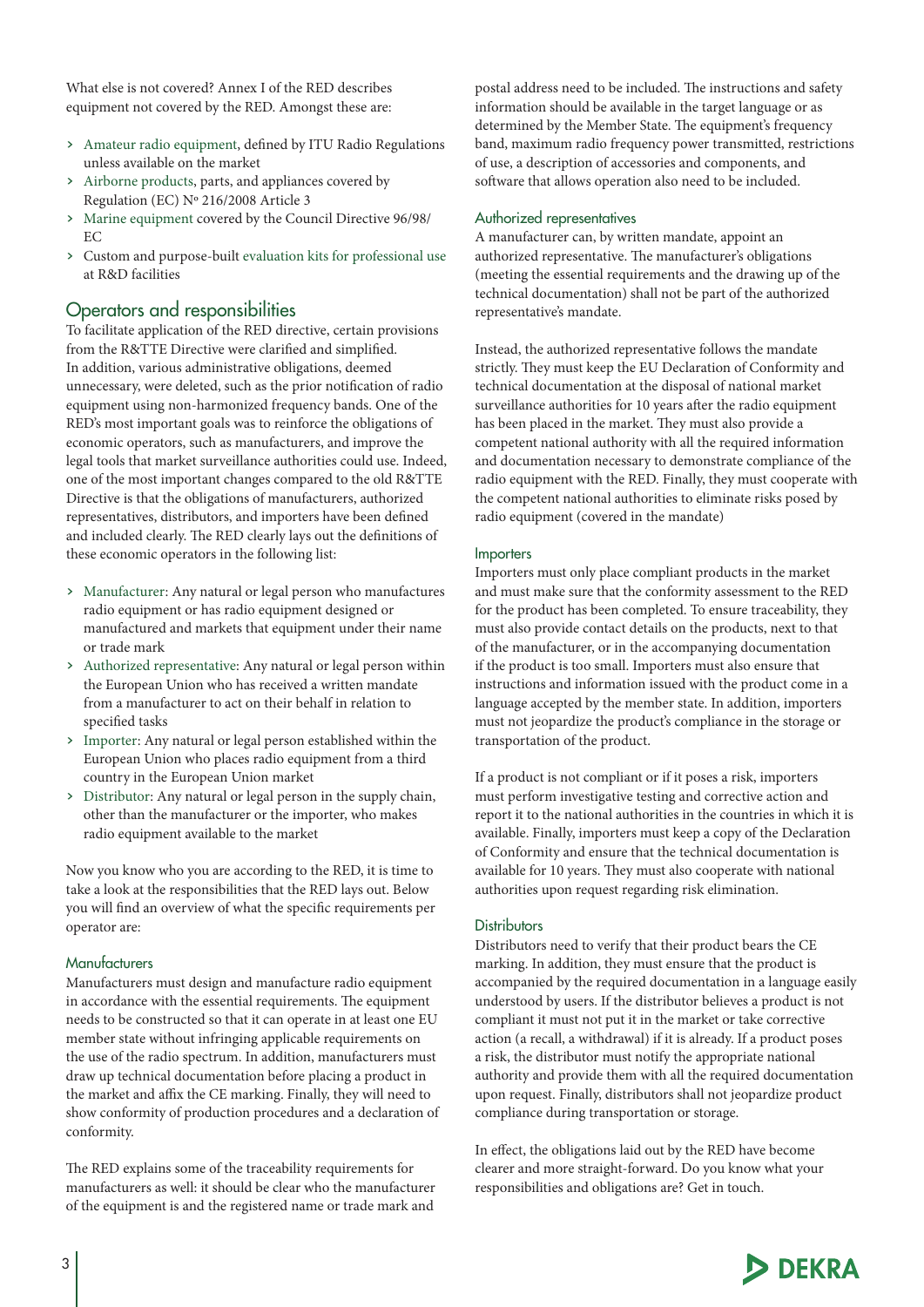What else is not covered? Annex I of the RED describes equipment not covered by the RED. Amongst these are:

- Amateur radio equipment, defined by ITU Radio Regulations unless available on the market
- Airborne products, parts, and appliances covered by Regulation (EC) Nº 216/2008 Article 3
- Marine equipment covered by the Council Directive 96/98/EC
- Custom and purpose-built evaluation kits for professional use at R&D facilities

## Operators and responsibilities

To facilitate application of the RED directive, certain provisions from the R&TTE Directive were clarified and simplified. In addition, various administrative obligations, deemed unnecessary, were deleted, such as the prior notification of radio equipment using non-harmonized frequency bands. One of the RED's most important goals was to reinforce the obligations of economic operators, such as manufacturers, and improve the legal tools that market surveillance authorities could use. Indeed, one of the most important changes compared to the old R&TTE Directive is that the obligations of manufacturers, authorized representatives, distributors, and importers have been defined and included clearly. The RED clearly lays out the definitions of these economic operators in the following list:

- Manufacturer: Any natural or legal person who manufactures radio equipment or has radio equipment designed or manufactured and markets that equipment under their name or trade mark
- Authorized representative: Any natural or legal person within the European Union who has received a written mandate from a manufacturer to act on their behalf in relation to specified tasks
- Importer: Any natural or legal person established within the European Union who places radio equipment from a third country in the European Union market
- Distributor: Any natural or legal person in the supply chain, other than the manufacturer or the importer, who makes radio equipment available to the market

Now you know who you are according to the RED, it is time to take a look at the responsibilities that the RED lays out. Below you will find an overview of what the specific requirements per operator are:

### Manufacturers

Manufacturers must design and manufacture radio equipment in accordance with the essential requirements. The equipment needs to be constructed so that it can operate in at least one EU member state without infringing applicable requirements on the use of the radio spectrum. In addition, manufacturers must draw up technical documentation before placing a product in the market and affix the CE marking. Finally, they will need to show conformity of production procedures and a declaration of conformity.

The RED explains some of the traceability requirements for manufacturers as well: it should be clear who the manufacturer of the equipment is and the registered name or trade mark and postal address need to be included. The instructions and safety information should be available in the target language or as determined by the Member State. The equipment's frequency band, maximum radio frequency power transmitted, restrictions of use, a description of accessories and components, and software that allows operation also need to be included.

### Authorized representatives

A manufacturer can, by written mandate, appoint an authorized representative. The manufacturer's obligations (meeting the essential requirements and the drawing up of the technical documentation) shall not be part of the authorized representative's mandate.

Instead, the authorized representative follows the mandate strictly. They must keep the EU Declaration of Conformity and technical documentation at the disposal of national market surveillance authorities for 10 years after the radio equipment has been placed in the market. They must also provide a competent national authority with all the required information and documentation necessary to demonstrate compliance of the radio equipment with the RED. Finally, they must cooperate with the competent national authorities to eliminate risks posed by radio equipment (covered in the mandate)

### Importers

Importers must only place compliant products in the market and must make sure that the conformity assessment to the RED for the product has been completed. To ensure traceability, they must also provide contact details on the products, next to that of the manufacturer, or in the accompanying documentation if the product is too small. Importers must also ensure that instructions and information issued with the product come in a language accepted by the member state. In addition, importers must not jeopardize the product's compliance in the storage or transportation of the product.

If a product is not compliant or if it poses a risk, importers must perform investigative testing and corrective action and report it to the national authorities in the countries in which it is available. Finally, importers must keep a copy of the Declaration of Conformity and ensure that the technical documentation is available for 10 years. They must also cooperate with national authorities upon request regarding risk elimination.

### Distributors

Distributors need to verify that their product bears the CE marking. In addition, they must ensure that the product is accompanied by the required documentation in a language easily understood by users. If the distributor believes a product is not compliant it must not put it in the market or take corrective action (a recall, a withdrawal) if it is already. If a product poses a risk, the distributor must notify the appropriate national authority and provide them with all the required documentation upon request. Finally, distributors shall not jeopardize product compliance during transportation or storage.

In effect, the obligations laid out by the RED have become clearer and more straight-forward. Do you know what your responsibilities and obligations are? Get in touch.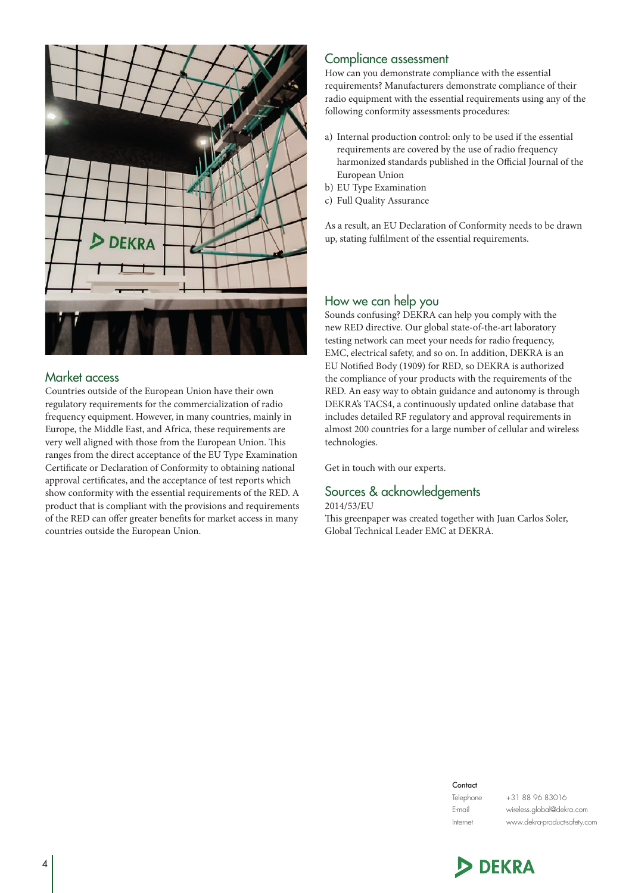## Market access

Countries outside of the European Union have their own regulatory requirements for the commercialization of radio frequency equipment. However, in many countries, mainly in Europe, the Middle East, and Africa, these requirements are very well aligned with those from the European Union. This ranges from the direct acceptance of the EU Type Examination Certificate or Declaration of Conformity to obtaining national approval certificates, and the acceptance of test reports which show conformity with the essential requirements of the RED. A product that is compliant with the provisions and requirements of the RED can offer greater benefits for market access in many countries outside the European Union.

## Compliance assessment

How can you demonstrate compliance with the essential requirements? Manufacturers demonstrate compliance of their radio equipment with the essential requirements using any of the following conformity assessments procedures:

a) Internal production control: only to be used if the essential requirements are covered by the use of radio frequency harmonized standards published in the Official Journal of the European Union
b) EU Type Examination
c) Full Quality Assurance

As a result, an EU Declaration of Conformity needs to be drawn up, stating fulfilment of the essential requirements.

## How we can help you

Sounds confusing? DEKRA can help you comply with the new RED directive. Our global state-of-the-art laboratory testing network can meet your needs for radio frequency, EMC, electrical safety, and so on. In addition, DEKRA is an EU Notified Body (1909) for RED, so DEKRA is authorized the compliance of your products with the requirements of the RED. An easy way to obtain guidance and autonomy is through DEKRA's TACS4, a continuously updated online database that includes detailed RF regulatory and approval requirements in almost 200 countries for a large number of cellular and wireless technologies.

Get in touch with our experts.

## Sources & acknowledgements

2014/53/EU

This greenpaper was created together with Juan Carlos Soler, Global Technical Leader EMC at DEKRA.

**Contact**

Telephone +31 88 96 83016
E-mail wireless.global@dekra.com
Internet www.dekra-product-safety.com

DEKRA